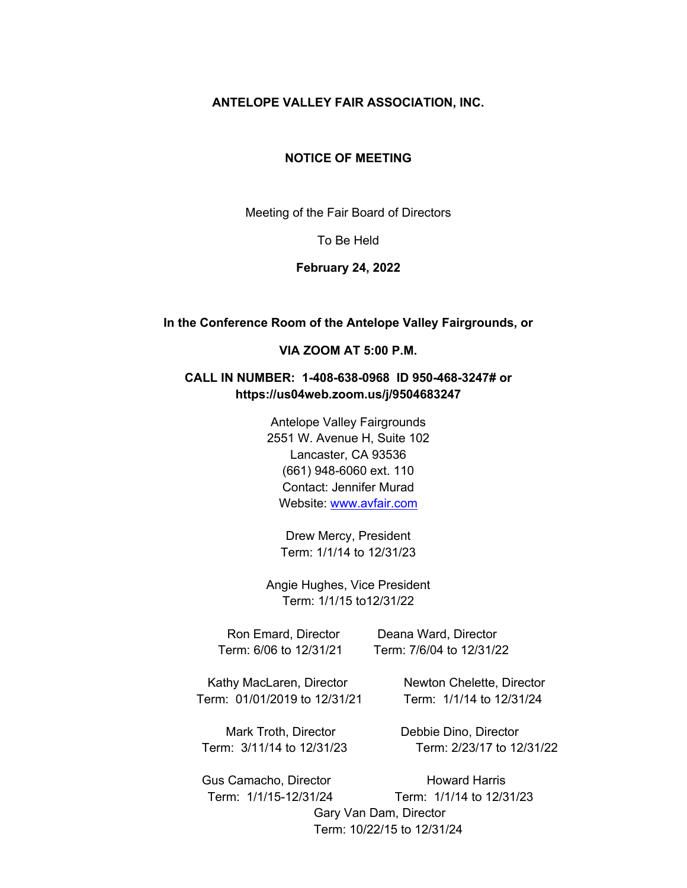# ANTELOPE VALLEY FAIR ASSOCIATION, INC.

## NOTICE OF MEETING

Meeting of the Fair Board of Directors

To Be Held

**February 24, 2022**

**In the Conference Room of the Antelope Valley Fairgrounds, or**

**VIA ZOOM AT 5:00 P.M.**

**CALL IN NUMBER: 1-408-638-0968 ID 950-468-3247# or https://us04web.zoom.us/j/9504683247**

Antelope Valley Fairgrounds
2551 W. Avenue H, Suite 102
Lancaster, CA 93536
(661) 948-6060 ext. 110
Contact: Jennifer Murad
Website: www.avfair.com

Drew Mercy, President
Term: 1/1/14 to 12/31/23

Angie Hughes, Vice President
Term: 1/1/15 to12/31/22

Ron Emard, Director
Term: 6/06 to 12/31/21

Deana Ward, Director
Term: 7/6/04 to 12/31/22

Kathy MacLaren, Director
Term: 01/01/2019 to 12/31/21

Newton Chelette, Director
Term: 1/1/14 to 12/31/24

Mark Troth, Director
Term: 3/11/14 to 12/31/23

Debbie Dino, Director
Term: 2/23/17 to 12/31/22

Gus Camacho, Director
Term: 1/1/15-12/31/24

Howard Harris
Term: 1/1/14 to 12/31/23

Gary Van Dam, Director
Term: 10/22/15 to 12/31/24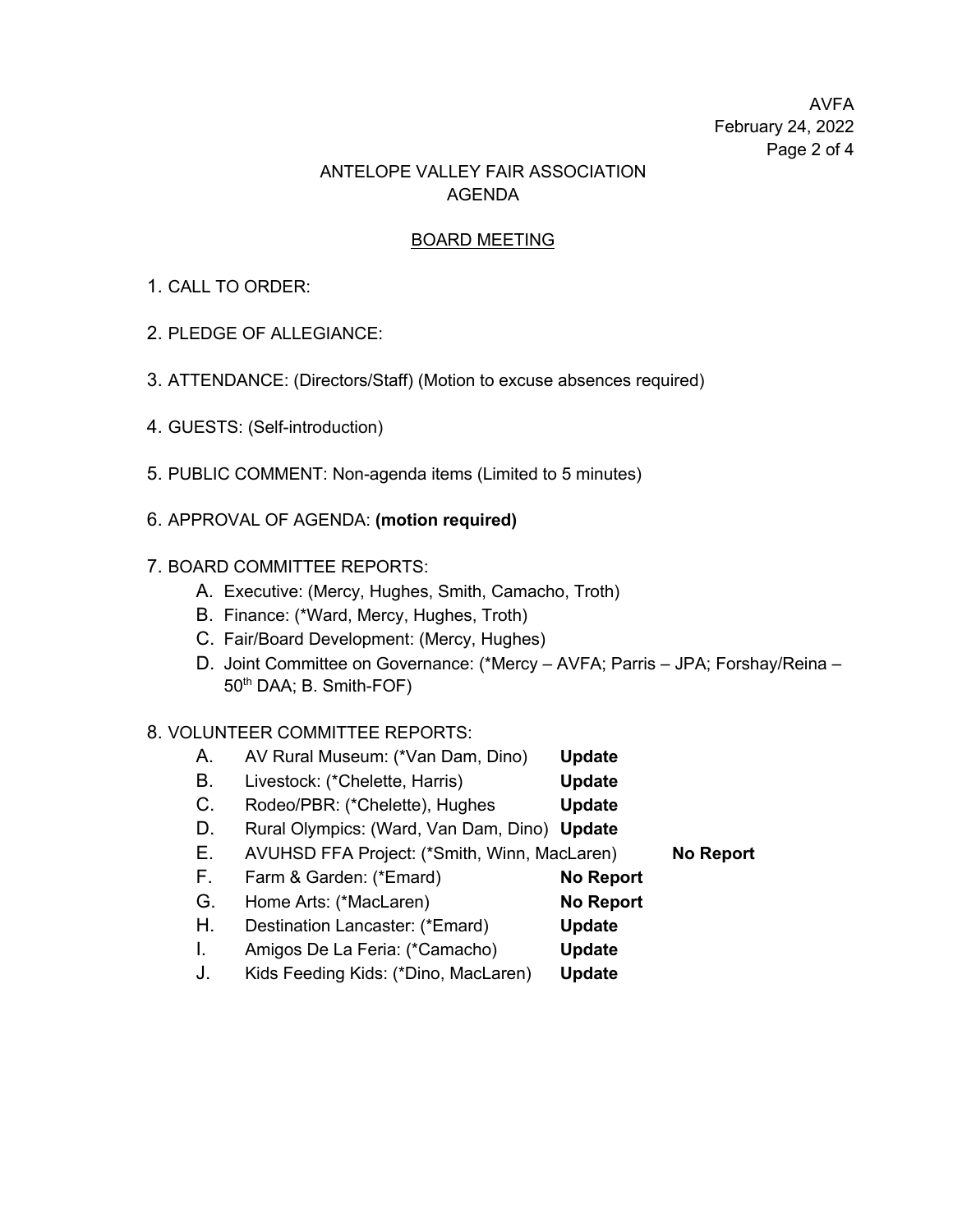# ANTELOPE VALLEY FAIR ASSOCIATION
## AGENDA

### BOARD MEETING

1. CALL TO ORDER:

2. PLEDGE OF ALLEGIANCE:

3. ATTENDANCE: (Directors/Staff) (Motion to excuse absences required)

4. GUESTS: (Self-introduction)

5. PUBLIC COMMENT: Non-agenda items (Limited to 5 minutes)

6. APPROVAL OF AGENDA: **(motion required)**

7. BOARD COMMITTEE REPORTS:
   - A. Executive: (Mercy, Hughes, Smith, Camacho, Troth)
   - B. Finance: (*Ward, Mercy, Hughes, Troth)
   - C. Fair/Board Development: (Mercy, Hughes)
   - D. Joint Committee on Governance: (*Mercy – AVFA; Parris – JPA; Forshay/Reina – 50th DAA; B. Smith-FOF)

8. VOLUNTEER COMMITTEE REPORTS:
   - A. AV Rural Museum: (*Van Dam, Dino) **Update**
   - B. Livestock: (*Chelette, Harris) **Update**
   - C. Rodeo/PBR: (*Chelette), Hughes **Update**
   - D. Rural Olympics: (Ward, Van Dam, Dino) **Update**
   - E. AVUHSD FFA Project: (*Smith, Winn, MacLaren) **No Report**
   - F. Farm & Garden: (*Emard) **No Report**
   - G. Home Arts: (*MacLaren) **No Report**
   - H. Destination Lancaster: (*Emard) **Update**
   - I. Amigos De La Feria: (*Camacho) **Update**
   - J. Kids Feeding Kids: (*Dino, MacLaren) **Update**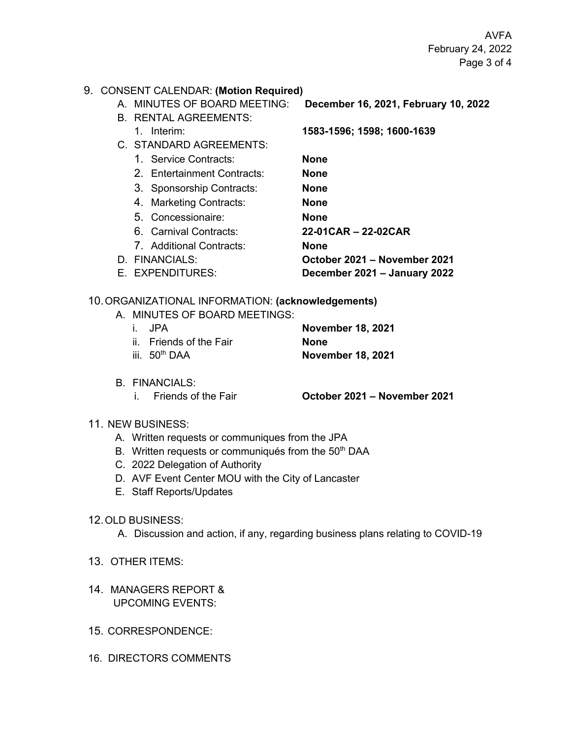9. CONSENT CALENDAR: **(Motion Required)**
   - A. MINUTES OF BOARD MEETING: **December 16, 2021, February 10, 2022**
   - B. RENTAL AGREEMENTS:
     1. Interim: **1583-1596; 1598; 1600-1639**
   - C. STANDARD AGREEMENTS:
     1. Service Contracts: **None**
     2. Entertainment Contracts: **None**
     3. Sponsorship Contracts: **None**
     4. Marketing Contracts: **None**
     5. Concessionaire: **None**
     6. Carnival Contracts: **22-01CAR – 22-02CAR**
     7. Additional Contracts: **None**
   - D. FINANCIALS: **October 2021 – November 2021**
   - E. EXPENDITURES: **December 2021 – January 2022**

10. ORGANIZATIONAL INFORMATION: **(acknowledgements)**
    - A. MINUTES OF BOARD MEETINGS:
      - i. JPA **November 18, 2021**
      - ii. Friends of the Fair **None**
      - iii. 50th DAA **November 18, 2021**
    - B. FINANCIALS:
      - i. Friends of the Fair **October 2021 – November 2021**

11. NEW BUSINESS:
    - A. Written requests or communiques from the JPA
    - B. Written requests or communiqués from the 50th DAA
    - C. 2022 Delegation of Authority
    - D. AVF Event Center MOU with the City of Lancaster
    - E. Staff Reports/Updates

12. OLD BUSINESS:
    - A. Discussion and action, if any, regarding business plans relating to COVID-19

13. OTHER ITEMS:

14. MANAGERS REPORT & UPCOMING EVENTS:

15. CORRESPONDENCE:

16. DIRECTORS COMMENTS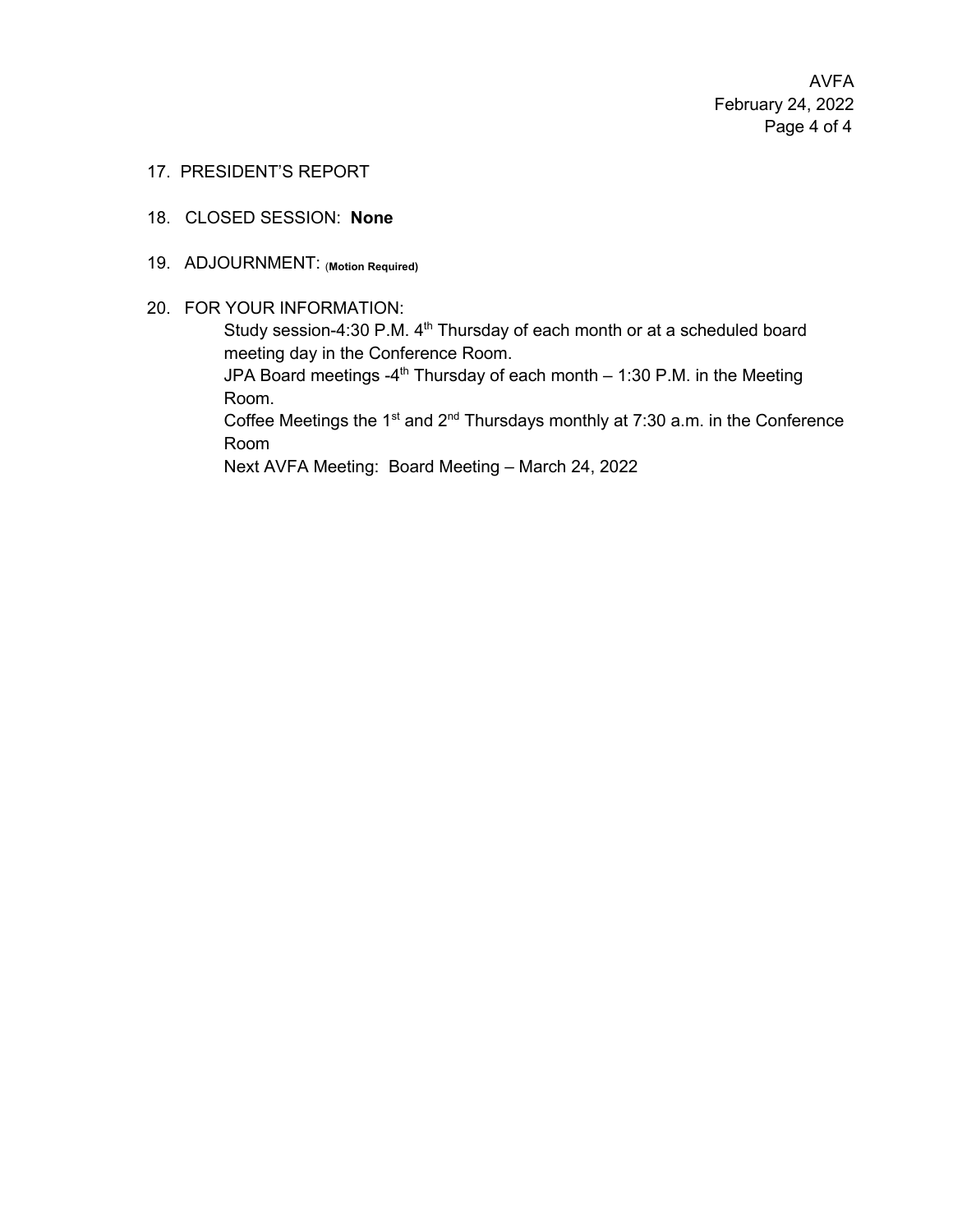17. PRESIDENT'S REPORT

18. CLOSED SESSION: **None**

19. ADJOURNMENT: (**Motion Required)**

20. FOR YOUR INFORMATION:

    Study session-4:30 P.M. 4th Thursday of each month or at a scheduled board meeting day in the Conference Room.

    JPA Board meetings -4th Thursday of each month – 1:30 P.M. in the Meeting Room.

    Coffee Meetings the 1st and 2nd Thursdays monthly at 7:30 a.m. in the Conference Room

    Next AVFA Meeting: Board Meeting – March 24, 2022